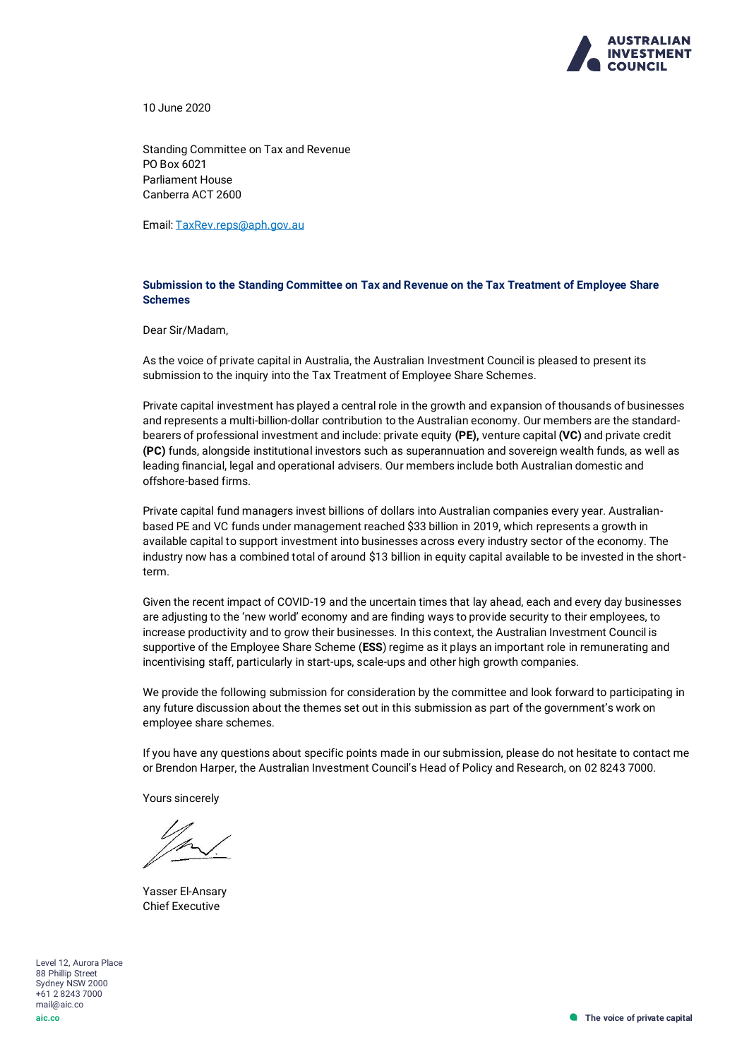10 June 2020

Standing Committee on Tax and Revenue
PO Box 6021
Parliament House
Canberra ACT 2600

Email: TaxRev.reps@aph.gov.au

**Submission to the Standing Committee on Tax and Revenue on the Tax Treatment of Employee Share Schemes**

Dear Sir/Madam,

As the voice of private capital in Australia, the Australian Investment Council is pleased to present its submission to the inquiry into the Tax Treatment of Employee Share Schemes.

Private capital investment has played a central role in the growth and expansion of thousands of businesses and represents a multi-billion-dollar contribution to the Australian economy. Our members are the standard-bearers of professional investment and include: private equity **(PE),** venture capital **(VC)** and private credit **(PC)** funds, alongside institutional investors such as superannuation and sovereign wealth funds, as well as leading financial, legal and operational advisers. Our members include both Australian domestic and offshore-based firms.

Private capital fund managers invest billions of dollars into Australian companies every year. Australian-based PE and VC funds under management reached $33 billion in 2019, which represents a growth in available capital to support investment into businesses across every industry sector of the economy. The industry now has a combined total of around $13 billion in equity capital available to be invested in the short-term.

Given the recent impact of COVID-19 and the uncertain times that lay ahead, each and every day businesses are adjusting to the 'new world' economy and are finding ways to provide security to their employees, to increase productivity and to grow their businesses. In this context, the Australian Investment Council is supportive of the Employee Share Scheme (**ESS**) regime as it plays an important role in remunerating and incentivising staff, particularly in start-ups, scale-ups and other high growth companies.

We provide the following submission for consideration by the committee and look forward to participating in any future discussion about the themes set out in this submission as part of the government's work on employee share schemes.

If you have any questions about specific points made in our submission, please do not hesitate to contact me or Brendon Harper, the Australian Investment Council's Head of Policy and Research, on 02 8243 7000.

Yours sincerely

Yasser El-Ansary
Chief Executive

Level 12, Aurora Place
88 Phillip Street
Sydney NSW 2000
+61 2 8243 7000
mail@aic.co
aic.co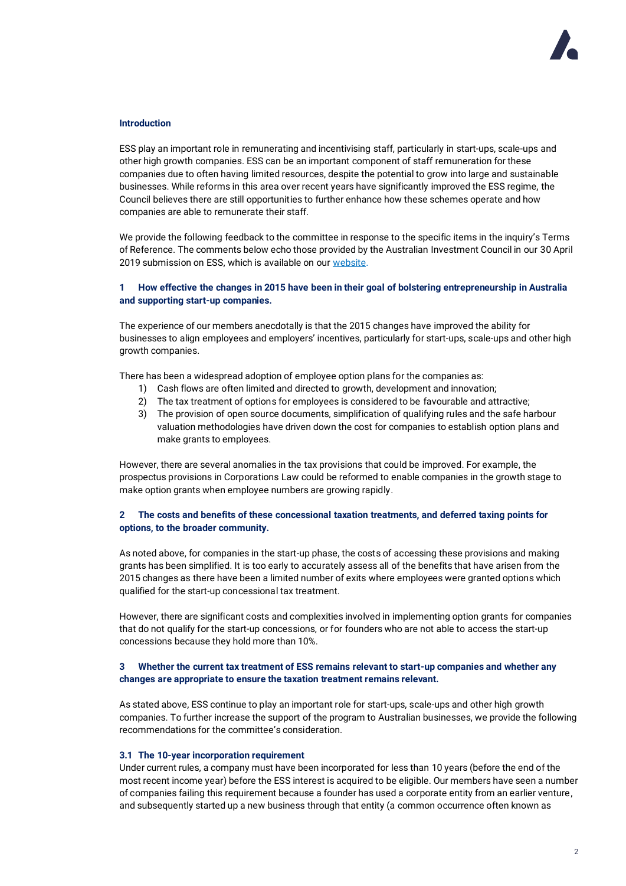## Introduction

ESS play an important role in remunerating and incentivising staff, particularly in start-ups, scale-ups and other high growth companies. ESS can be an important component of staff remuneration for these companies due to often having limited resources, despite the potential to grow into large and sustainable businesses. While reforms in this area over recent years have significantly improved the ESS regime, the Council believes there are still opportunities to further enhance how these schemes operate and how companies are able to remunerate their staff.

We provide the following feedback to the committee in response to the specific items in the inquiry's Terms of Reference. The comments below echo those provided by the Australian Investment Council in our 30 April 2019 submission on ESS, which is available on our website.

### 1 How effective the changes in 2015 have been in their goal of bolstering entrepreneurship in Australia and supporting start-up companies.

The experience of our members anecdotally is that the 2015 changes have improved the ability for businesses to align employees and employers' incentives, particularly for start-ups, scale-ups and other high growth companies.

There has been a widespread adoption of employee option plans for the companies as:

1) Cash flows are often limited and directed to growth, development and innovation;
2) The tax treatment of options for employees is considered to be favourable and attractive;
3) The provision of open source documents, simplification of qualifying rules and the safe harbour valuation methodologies have driven down the cost for companies to establish option plans and make grants to employees.

However, there are several anomalies in the tax provisions that could be improved. For example, the prospectus provisions in Corporations Law could be reformed to enable companies in the growth stage to make option grants when employee numbers are growing rapidly.

### 2 The costs and benefits of these concessional taxation treatments, and deferred taxing points for options, to the broader community.

As noted above, for companies in the start-up phase, the costs of accessing these provisions and making grants has been simplified. It is too early to accurately assess all of the benefits that have arisen from the 2015 changes as there have been a limited number of exits where employees were granted options which qualified for the start-up concessional tax treatment.

However, there are significant costs and complexities involved in implementing option grants for companies that do not qualify for the start-up concessions, or for founders who are not able to access the start-up concessions because they hold more than 10%.

### 3 Whether the current tax treatment of ESS remains relevant to start-up companies and whether any changes are appropriate to ensure the taxation treatment remains relevant.

As stated above, ESS continue to play an important role for start-ups, scale-ups and other high growth companies. To further increase the support of the program to Australian businesses, we provide the following recommendations for the committee's consideration.

#### 3.1 The 10-year incorporation requirement

Under current rules, a company must have been incorporated for less than 10 years (before the end of the most recent income year) before the ESS interest is acquired to be eligible. Our members have seen a number of companies failing this requirement because a founder has used a corporate entity from an earlier venture, and subsequently started up a new business through that entity (a common occurrence often known as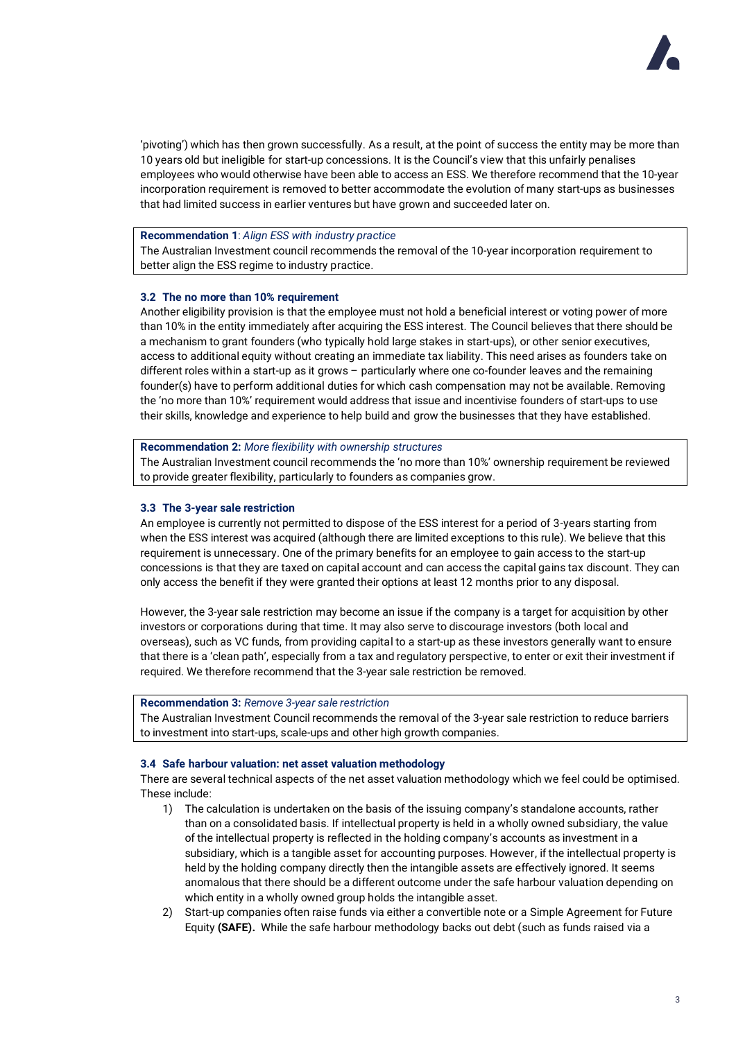'pivoting') which has then grown successfully. As a result, at the point of success the entity may be more than 10 years old but ineligible for start-up concessions. It is the Council's view that this unfairly penalises employees who would otherwise have been able to access an ESS. We therefore recommend that the 10-year incorporation requirement is removed to better accommodate the evolution of many start-ups as businesses that had limited success in earlier ventures but have grown and succeeded later on.

> **Recommendation 1**: *Align ESS with industry practice*
> The Australian Investment council recommends the removal of the 10-year incorporation requirement to better align the ESS regime to industry practice.

### 3.2 The no more than 10% requirement

Another eligibility provision is that the employee must not hold a beneficial interest or voting power of more than 10% in the entity immediately after acquiring the ESS interest. The Council believes that there should be a mechanism to grant founders (who typically hold large stakes in start-ups), or other senior executives, access to additional equity without creating an immediate tax liability. This need arises as founders take on different roles within a start-up as it grows – particularly where one co-founder leaves and the remaining founder(s) have to perform additional duties for which cash compensation may not be available. Removing the 'no more than 10%' requirement would address that issue and incentivise founders of start-ups to use their skills, knowledge and experience to help build and grow the businesses that they have established.

> **Recommendation 2:** *More flexibility with ownership structures*
> The Australian Investment council recommends the 'no more than 10%' ownership requirement be reviewed to provide greater flexibility, particularly to founders as companies grow.

### 3.3 The 3-year sale restriction

An employee is currently not permitted to dispose of the ESS interest for a period of 3-years starting from when the ESS interest was acquired (although there are limited exceptions to this rule). We believe that this requirement is unnecessary. One of the primary benefits for an employee to gain access to the start-up concessions is that they are taxed on capital account and can access the capital gains tax discount. They can only access the benefit if they were granted their options at least 12 months prior to any disposal.

However, the 3-year sale restriction may become an issue if the company is a target for acquisition by other investors or corporations during that time. It may also serve to discourage investors (both local and overseas), such as VC funds, from providing capital to a start-up as these investors generally want to ensure that there is a 'clean path', especially from a tax and regulatory perspective, to enter or exit their investment if required. We therefore recommend that the 3-year sale restriction be removed.

> **Recommendation 3:** *Remove 3-year sale restriction*
> The Australian Investment Council recommends the removal of the 3-year sale restriction to reduce barriers to investment into start-ups, scale-ups and other high growth companies.

### 3.4 Safe harbour valuation: net asset valuation methodology

There are several technical aspects of the net asset valuation methodology which we feel could be optimised. These include:

1) The calculation is undertaken on the basis of the issuing company's standalone accounts, rather than on a consolidated basis. If intellectual property is held in a wholly owned subsidiary, the value of the intellectual property is reflected in the holding company's accounts as investment in a subsidiary, which is a tangible asset for accounting purposes. However, if the intellectual property is held by the holding company directly then the intangible assets are effectively ignored. It seems anomalous that there should be a different outcome under the safe harbour valuation depending on which entity in a wholly owned group holds the intangible asset.
2) Start-up companies often raise funds via either a convertible note or a Simple Agreement for Future Equity **(SAFE).** While the safe harbour methodology backs out debt (such as funds raised via a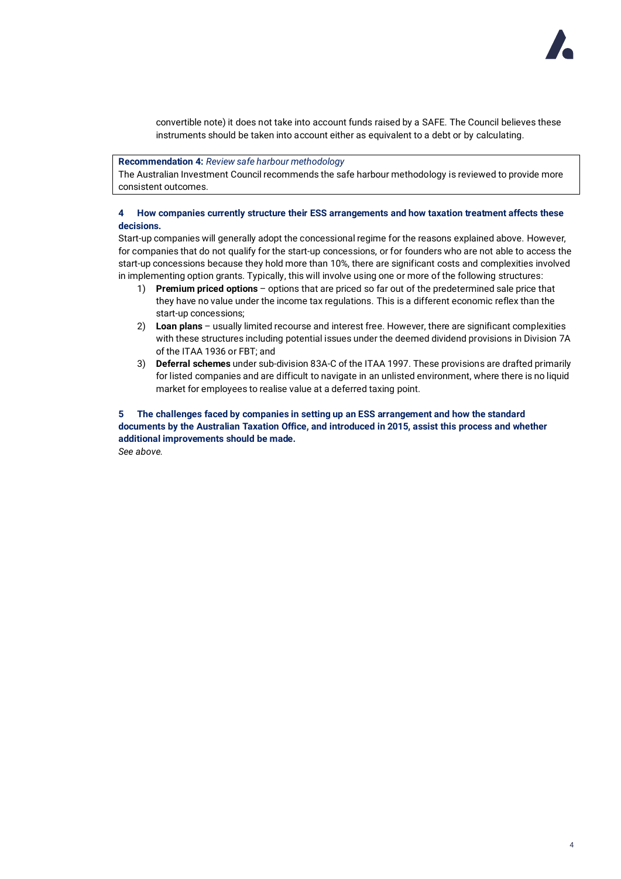convertible note) it does not take into account funds raised by a SAFE. The Council believes these instruments should be taken into account either as equivalent to a debt or by calculating.

> **Recommendation 4:** *Review safe harbour methodology*
> The Australian Investment Council recommends the safe harbour methodology is reviewed to provide more consistent outcomes.

### 4 How companies currently structure their ESS arrangements and how taxation treatment affects these decisions.

Start-up companies will generally adopt the concessional regime for the reasons explained above. However, for companies that do not qualify for the start-up concessions, or for founders who are not able to access the start-up concessions because they hold more than 10%, there are significant costs and complexities involved in implementing option grants. Typically, this will involve using one or more of the following structures:

1) **Premium priced options** – options that are priced so far out of the predetermined sale price that they have no value under the income tax regulations. This is a different economic reflex than the start-up concessions;
2) **Loan plans** – usually limited recourse and interest free. However, there are significant complexities with these structures including potential issues under the deemed dividend provisions in Division 7A of the ITAA 1936 or FBT; and
3) **Deferral schemes** under sub-division 83A-C of the ITAA 1997. These provisions are drafted primarily for listed companies and are difficult to navigate in an unlisted environment, where there is no liquid market for employees to realise value at a deferred taxing point.

### 5 The challenges faced by companies in setting up an ESS arrangement and how the standard documents by the Australian Taxation Office, and introduced in 2015, assist this process and whether additional improvements should be made.

*See above.*